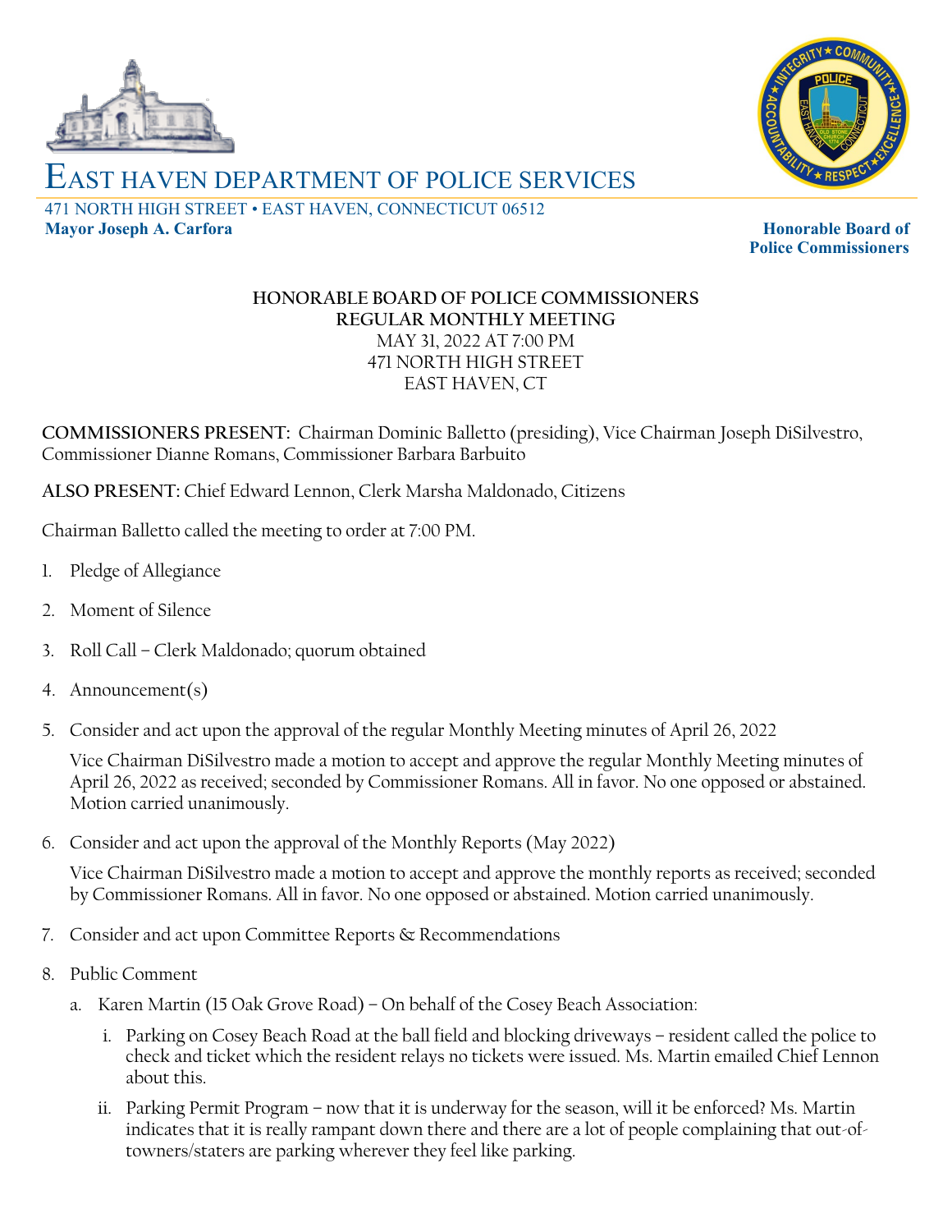# EAST HAVEN DEPARTMENT OF POLICE SERVICES

471 NORTH HIGH STREET • EAST HAVEN, CONNECTICUT 06512

**Mayor Joseph A. Carfora**

**Honorable Board of Police Commissioners**

**HONORABLE BOARD OF POLICE COMMISSIONERS**
**REGULAR MONTHLY MEETING**
MAY 31, 2022 AT 7:00 PM
471 NORTH HIGH STREET
EAST HAVEN, CT

**COMMISSIONERS PRESENT:** Chairman Dominic Balletto (presiding), Vice Chairman Joseph DiSilvestro, Commissioner Dianne Romans, Commissioner Barbara Barbuito

**ALSO PRESENT:** Chief Edward Lennon, Clerk Marsha Maldonado, Citizens

Chairman Balletto called the meeting to order at 7:00 PM.

1. Pledge of Allegiance
2. Moment of Silence
3. Roll Call – Clerk Maldonado; quorum obtained
4. Announcement(s)
5. Consider and act upon the approval of the regular Monthly Meeting minutes of April 26, 2022

   Vice Chairman DiSilvestro made a motion to accept and approve the regular Monthly Meeting minutes of April 26, 2022 as received; seconded by Commissioner Romans. All in favor. No one opposed or abstained. Motion carried unanimously.

6. Consider and act upon the approval of the Monthly Reports (May 2022)

   Vice Chairman DiSilvestro made a motion to accept and approve the monthly reports as received; seconded by Commissioner Romans. All in favor. No one opposed or abstained. Motion carried unanimously.

7. Consider and act upon Committee Reports & Recommendations
8. Public Comment
   a. Karen Martin (15 Oak Grove Road) – On behalf of the Cosey Beach Association:
      i. Parking on Cosey Beach Road at the ball field and blocking driveways – resident called the police to check and ticket which the resident relays no tickets were issued. Ms. Martin emailed Chief Lennon about this.
      ii. Parking Permit Program – now that it is underway for the season, will it be enforced? Ms. Martin indicates that it is really rampant down there and there are a lot of people complaining that out-of-towners/staters are parking wherever they feel like parking.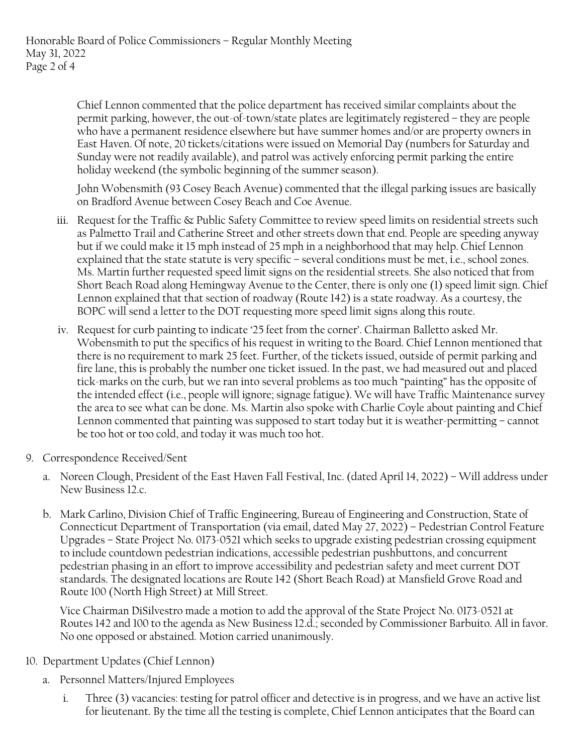Chief Lennon commented that the police department has received similar complaints about the permit parking, however, the out-of-town/state plates are legitimately registered – they are people who have a permanent residence elsewhere but have summer homes and/or are property owners in East Haven. Of note, 20 tickets/citations were issued on Memorial Day (numbers for Saturday and Sunday were not readily available), and patrol was actively enforcing permit parking the entire holiday weekend (the symbolic beginning of the summer season).

John Wobensmith (93 Cosey Beach Avenue) commented that the illegal parking issues are basically on Bradford Avenue between Cosey Beach and Coe Avenue.

iii. Request for the Traffic & Public Safety Committee to review speed limits on residential streets such as Palmetto Trail and Catherine Street and other streets down that end. People are speeding anyway but if we could make it 15 mph instead of 25 mph in a neighborhood that may help. Chief Lennon explained that the state statute is very specific – several conditions must be met, i.e., school zones. Ms. Martin further requested speed limit signs on the residential streets. She also noticed that from Short Beach Road along Hemingway Avenue to the Center, there is only one (1) speed limit sign. Chief Lennon explained that that section of roadway (Route 142) is a state roadway. As a courtesy, the BOPC will send a letter to the DOT requesting more speed limit signs along this route.

iv. Request for curb painting to indicate '25 feet from the corner'. Chairman Balletto asked Mr. Wobensmith to put the specifics of his request in writing to the Board. Chief Lennon mentioned that there is no requirement to mark 25 feet. Further, of the tickets issued, outside of permit parking and fire lane, this is probably the number one ticket issued. In the past, we had measured out and placed tick-marks on the curb, but we ran into several problems as too much "painting" has the opposite of the intended effect (i.e., people will ignore; signage fatigue). We will have Traffic Maintenance survey the area to see what can be done. Ms. Martin also spoke with Charlie Coyle about painting and Chief Lennon commented that painting was supposed to start today but it is weather-permitting – cannot be too hot or too cold, and today it was much too hot.

9. Correspondence Received/Sent

   a. Noreen Clough, President of the East Haven Fall Festival, Inc. (dated April 14, 2022) – Will address under New Business 12.c.

   b. Mark Carlino, Division Chief of Traffic Engineering, Bureau of Engineering and Construction, State of Connecticut Department of Transportation (via email, dated May 27, 2022) – Pedestrian Control Feature Upgrades – State Project No. 0173-0521 which seeks to upgrade existing pedestrian crossing equipment to include countdown pedestrian indications, accessible pedestrian pushbuttons, and concurrent pedestrian phasing in an effort to improve accessibility and pedestrian safety and meet current DOT standards. The designated locations are Route 142 (Short Beach Road) at Mansfield Grove Road and Route 100 (North High Street) at Mill Street.

   Vice Chairman DiSilvestro made a motion to add the approval of the State Project No. 0173-0521 at Routes 142 and 100 to the agenda as New Business 12.d.; seconded by Commissioner Barbuito. All in favor. No one opposed or abstained. Motion carried unanimously.

10. Department Updates (Chief Lennon)

   a. Personnel Matters/Injured Employees

      i. Three (3) vacancies: testing for patrol officer and detective is in progress, and we have an active list for lieutenant. By the time all the testing is complete, Chief Lennon anticipates that the Board can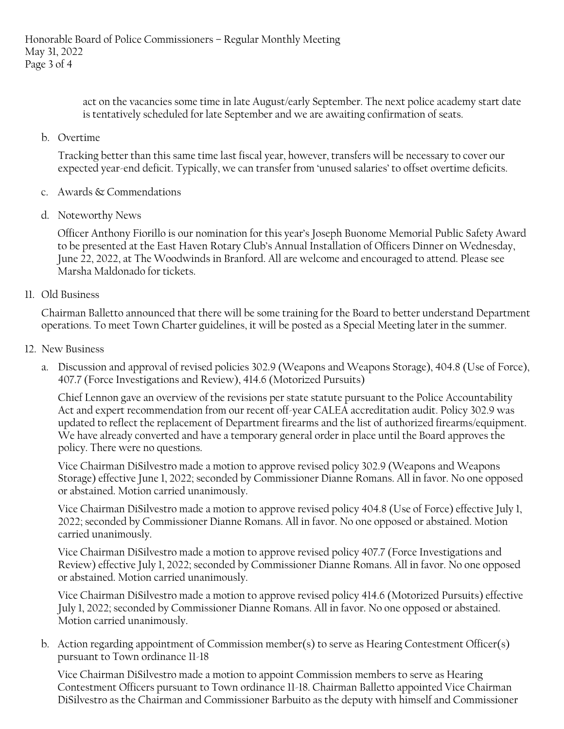act on the vacancies some time in late August/early September. The next police academy start date is tentatively scheduled for late September and we are awaiting confirmation of seats.

b. Overtime

   Tracking better than this same time last fiscal year, however, transfers will be necessary to cover our expected year-end deficit. Typically, we can transfer from 'unused salaries' to offset overtime deficits.

c. Awards & Commendations

d. Noteworthy News

   Officer Anthony Fiorillo is our nomination for this year's Joseph Buonome Memorial Public Safety Award to be presented at the East Haven Rotary Club's Annual Installation of Officers Dinner on Wednesday, June 22, 2022, at The Woodwinds in Branford. All are welcome and encouraged to attend. Please see Marsha Maldonado for tickets.

11. Old Business

    Chairman Balletto announced that there will be some training for the Board to better understand Department operations. To meet Town Charter guidelines, it will be posted as a Special Meeting later in the summer.

12. New Business

    a. Discussion and approval of revised policies 302.9 (Weapons and Weapons Storage), 404.8 (Use of Force), 407.7 (Force Investigations and Review), 414.6 (Motorized Pursuits)

       Chief Lennon gave an overview of the revisions per state statute pursuant to the Police Accountability Act and expert recommendation from our recent off-year CALEA accreditation audit. Policy 302.9 was updated to reflect the replacement of Department firearms and the list of authorized firearms/equipment. We have already converted and have a temporary general order in place until the Board approves the policy. There were no questions.

       Vice Chairman DiSilvestro made a motion to approve revised policy 302.9 (Weapons and Weapons Storage) effective June 1, 2022; seconded by Commissioner Dianne Romans. All in favor. No one opposed or abstained. Motion carried unanimously.

       Vice Chairman DiSilvestro made a motion to approve revised policy 404.8 (Use of Force) effective July 1, 2022; seconded by Commissioner Dianne Romans. All in favor. No one opposed or abstained. Motion carried unanimously.

       Vice Chairman DiSilvestro made a motion to approve revised policy 407.7 (Force Investigations and Review) effective July 1, 2022; seconded by Commissioner Dianne Romans. All in favor. No one opposed or abstained. Motion carried unanimously.

       Vice Chairman DiSilvestro made a motion to approve revised policy 414.6 (Motorized Pursuits) effective July 1, 2022; seconded by Commissioner Dianne Romans. All in favor. No one opposed or abstained. Motion carried unanimously.

    b. Action regarding appointment of Commission member(s) to serve as Hearing Contestment Officer(s) pursuant to Town ordinance 11-18

       Vice Chairman DiSilvestro made a motion to appoint Commission members to serve as Hearing Contestment Officers pursuant to Town ordinance 11-18. Chairman Balletto appointed Vice Chairman DiSilvestro as the Chairman and Commissioner Barbuito as the deputy with himself and Commissioner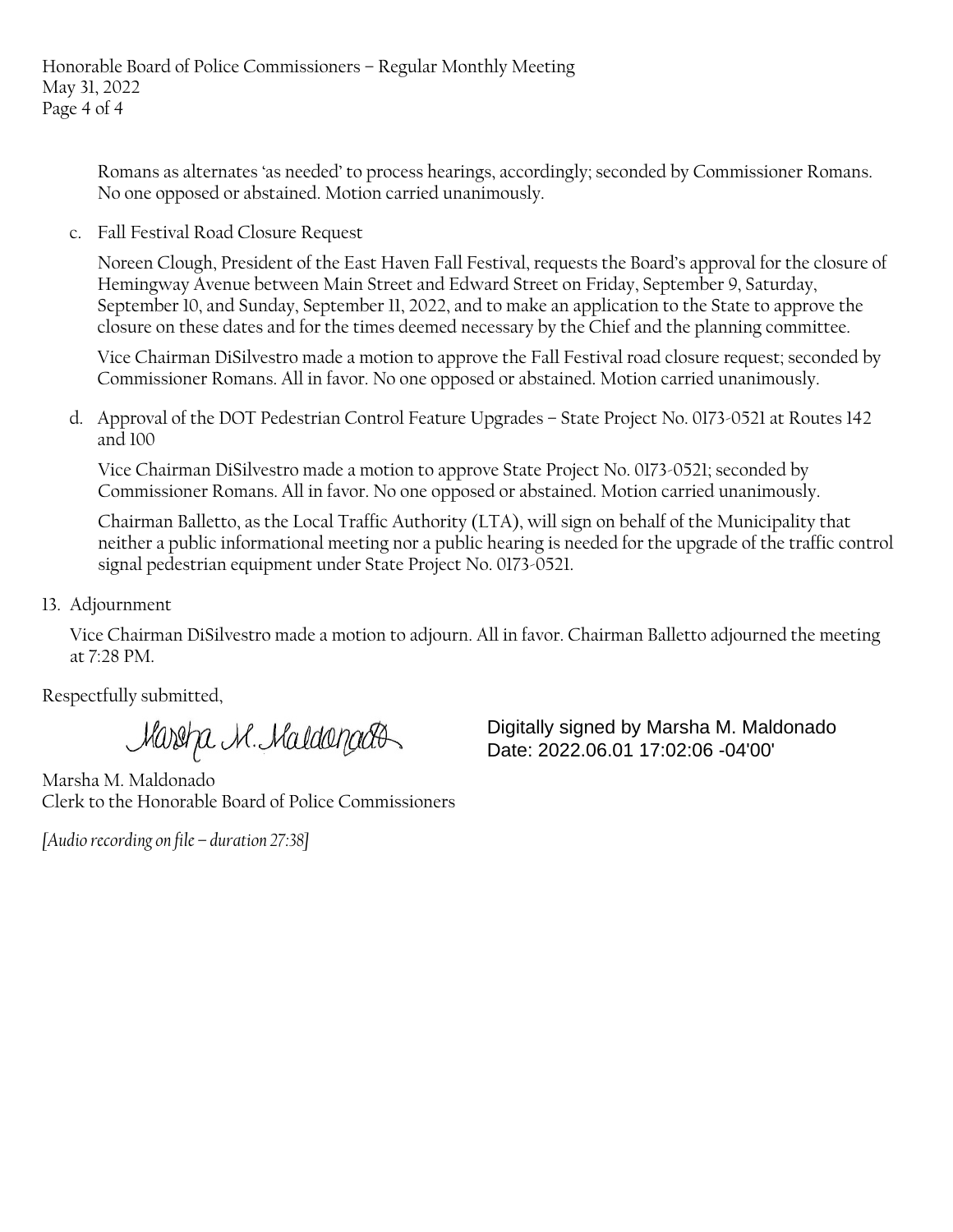Romans as alternates 'as needed' to process hearings, accordingly; seconded by Commissioner Romans. No one opposed or abstained. Motion carried unanimously.

c. Fall Festival Road Closure Request

   Noreen Clough, President of the East Haven Fall Festival, requests the Board's approval for the closure of Hemingway Avenue between Main Street and Edward Street on Friday, September 9, Saturday, September 10, and Sunday, September 11, 2022, and to make an application to the State to approve the closure on these dates and for the times deemed necessary by the Chief and the planning committee.

   Vice Chairman DiSilvestro made a motion to approve the Fall Festival road closure request; seconded by Commissioner Romans. All in favor. No one opposed or abstained. Motion carried unanimously.

d. Approval of the DOT Pedestrian Control Feature Upgrades – State Project No. 0173-0521 at Routes 142 and 100

   Vice Chairman DiSilvestro made a motion to approve State Project No. 0173-0521; seconded by Commissioner Romans. All in favor. No one opposed or abstained. Motion carried unanimously.

   Chairman Balletto, as the Local Traffic Authority (LTA), will sign on behalf of the Municipality that neither a public informational meeting nor a public hearing is needed for the upgrade of the traffic control signal pedestrian equipment under State Project No. 0173-0521.

13. Adjournment

    Vice Chairman DiSilvestro made a motion to adjourn. All in favor. Chairman Balletto adjourned the meeting at 7:28 PM.

Respectfully submitted,

Marsha M. Maldonado

Digitally signed by Marsha M. Maldonado
Date: 2022.06.01 17:02:06 -04'00'

Marsha M. Maldonado
Clerk to the Honorable Board of Police Commissioners

*[Audio recording on file – duration 27:38]*